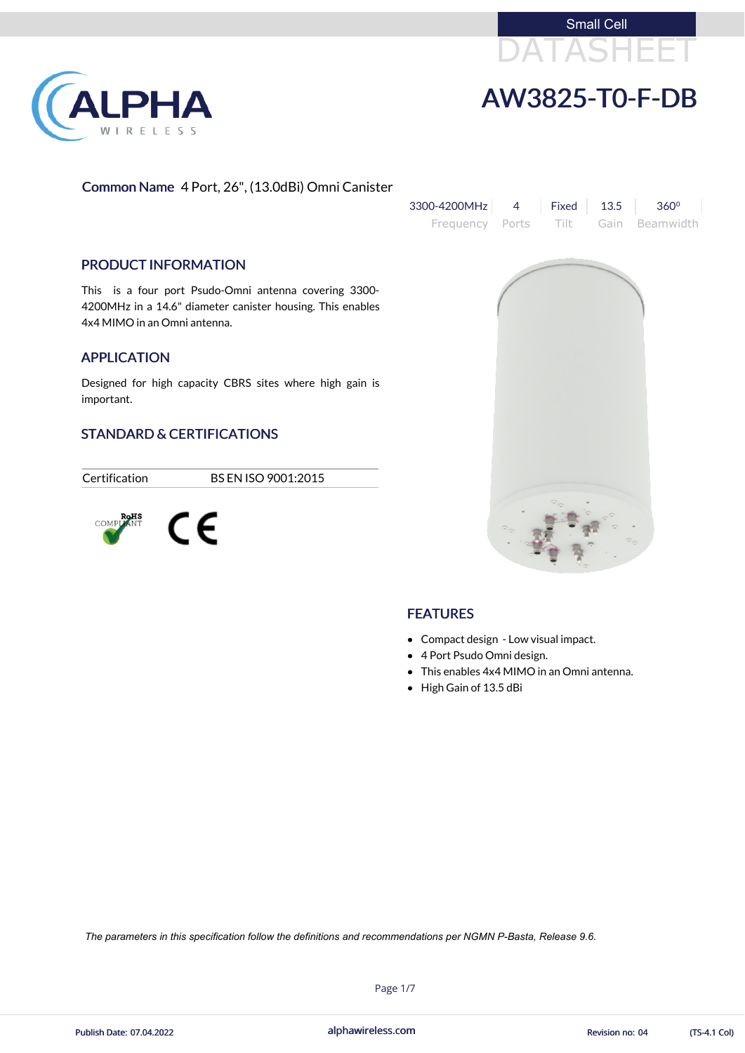Small Cell

DATASHEET

# AW3825-T0-F-DB

**Common Name** 4 Port, 26", (13.0dBi) Omni Canister

| 3300-4200MHz | 4 | Fixed | 13.5 | 360⁰ |
|---|---|---|---|---|
| Frequency | Ports | Tilt | Gain | Beamwidth |

## PRODUCT INFORMATION

This is a four port Psudo-Omni antenna covering 3300-4200MHz in a 14.6" diameter canister housing. This enables 4x4 MIMO in an Omni antenna.

## APPLICATION

Designed for high capacity CBRS sites where high gain is important.

## STANDARD & CERTIFICATIONS

| Certification | BS EN ISO 9001:2015 |
|---|---|

RoHS COMPLIANT

CE

## FEATURES

- Compact design - Low visual impact.
- 4 Port Psudo Omni design.
- This enables 4x4 MIMO in an Omni antenna.
- High Gain of 13.5 dBi

*The parameters in this specification follow the definitions and recommendations per NGMN P-Basta, Release 9.6.*

Publish Date: 07.04.2022 | alphawireless.com | Revision no: 04 | (TS-4.1 Col)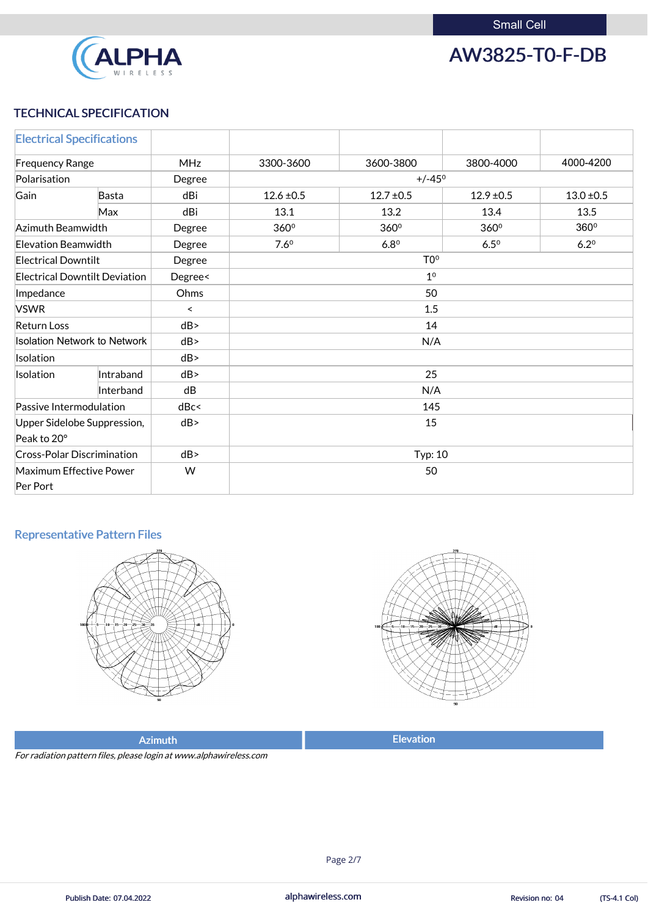Small Cell

**AW3825-T0-F-DB**

## TECHNICAL SPECIFICATION

| Electrical Specifications | | | | | | |
|---|---|---|---|---|---|---|
| Frequency Range | | MHz | 3300-3600 | 3600-3800 | 3800-4000 | 4000-4200 |
| Polarisation | | Degree | +/-45° | | | |
| Gain | Basta | dBi | 12.6 ±0.5 | 12.7 ±0.5 | 12.9 ±0.5 | 13.0 ±0.5 |
| | Max | dBi | 13.1 | 13.2 | 13.4 | 13.5 |
| Azimuth Beamwidth | | Degree | 360° | 360° | 360° | 360° |
| Elevation Beamwidth | | Degree | 7.6° | 6.8° | 6.5° | 6.2° |
| Electrical Downtilt | | Degree | T0° | | | |
| Electrical Downtilt Deviation | | Degree< | 1° | | | |
| Impedance | | Ohms | 50 | | | |
| VSWR | | < | 1.5 | | | |
| Return Loss | | dB> | 14 | | | |
| Isolation Network to Network | | dB> | N/A | | | |
| Isolation | | dB> | | | | |
| Isolation | Intraband | dB> | 25 | | | |
| | Interband | dB | N/A | | | |
| Passive Intermodulation | | dBc< | 145 | | | |
| Upper Sidelobe Suppression, Peak to 20° | | dB> | 15 | | | |
| Cross-Polar Discrimination | | dB> | Typ: 10 | | | |
| Maximum Effective Power Per Port | | W | 50 | | | |

## Representative Pattern Files

| Azimuth | Elevation |
|---|---|

*For radiation pattern files, please login at www.alphawireless.com*

Publish Date: 07.04.2022 | alphawireless.com | Revision no: 04 | (TS-4.1 Col)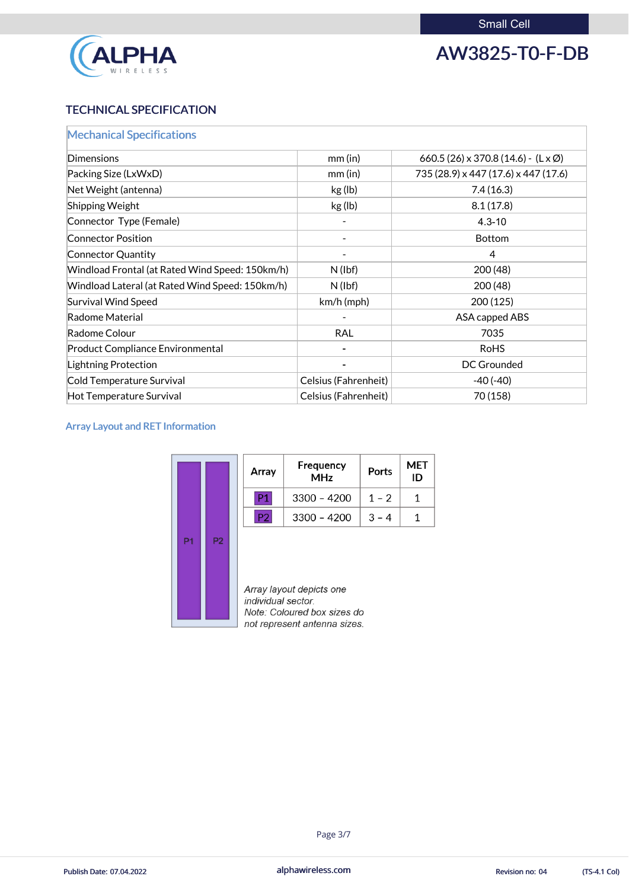Small Cell

# AW3825-T0-F-DB

## TECHNICAL SPECIFICATION

| Mechanical Specifications | | |
|---|---|---|
| Dimensions | mm (in) | 660.5 (26) x 370.8 (14.6) - (L x Ø) |
| Packing Size (LxWxD) | mm (in) | 735 (28.9) x 447 (17.6) x 447 (17.6) |
| Net Weight (antenna) | kg (lb) | 7.4 (16.3) |
| Shipping Weight | kg (lb) | 8.1 (17.8) |
| Connector Type (Female) | - | 4.3-10 |
| Connector Position | - | Bottom |
| Connector Quantity | - | 4 |
| Windload Frontal (at Rated Wind Speed: 150km/h) | N (lbf) | 200 (48) |
| Windload Lateral (at Rated Wind Speed: 150km/h) | N (lbf) | 200 (48) |
| Survival Wind Speed | km/h (mph) | 200 (125) |
| Radome Material | - | ASA capped ABS |
| Radome Colour | RAL | 7035 |
| Product Compliance Environmental | - | RoHS |
| Lightning Protection | - | DC Grounded |
| Cold Temperature Survival | Celsius (Fahrenheit) | -40 (-40) |
| Hot Temperature Survival | Celsius (Fahrenheit) | 70 (158) |

### Array Layout and RET Information

P1 P2

| Array | Frequency MHz | Ports | MET ID |
|---|---|---|---|
| P1 | 3300 – 4200 | 1 – 2 | 1 |
| P2 | 3300 – 4200 | 3 – 4 | 1 |

*Array layout depicts one individual sector.*
*Note: Coloured box sizes do not represent antenna sizes.*

Publish Date: 07.04.2022 alphawireless.com Revision no: 04 (TS-4.1 Col)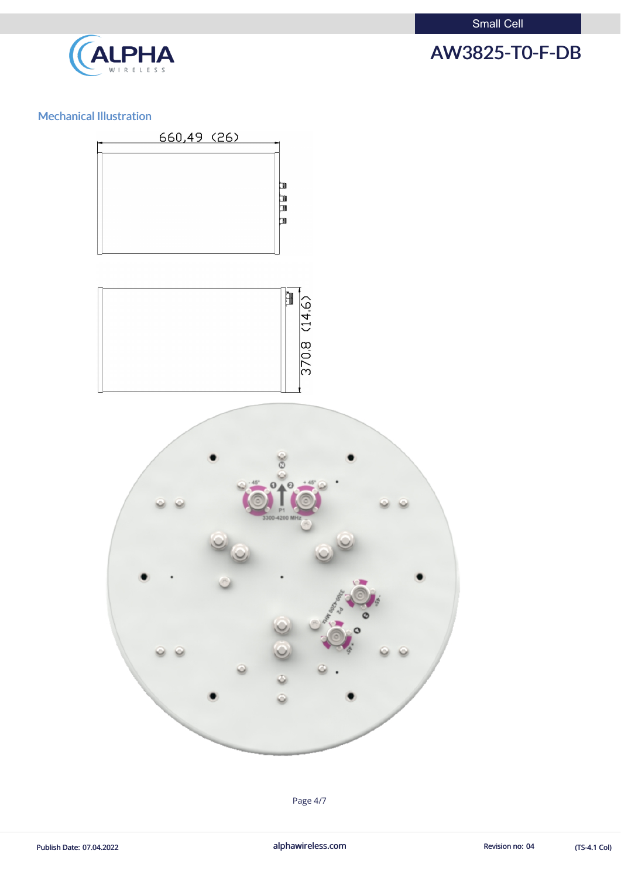## Mechanical Illustration

660,49 (26)

370,8 (14,6)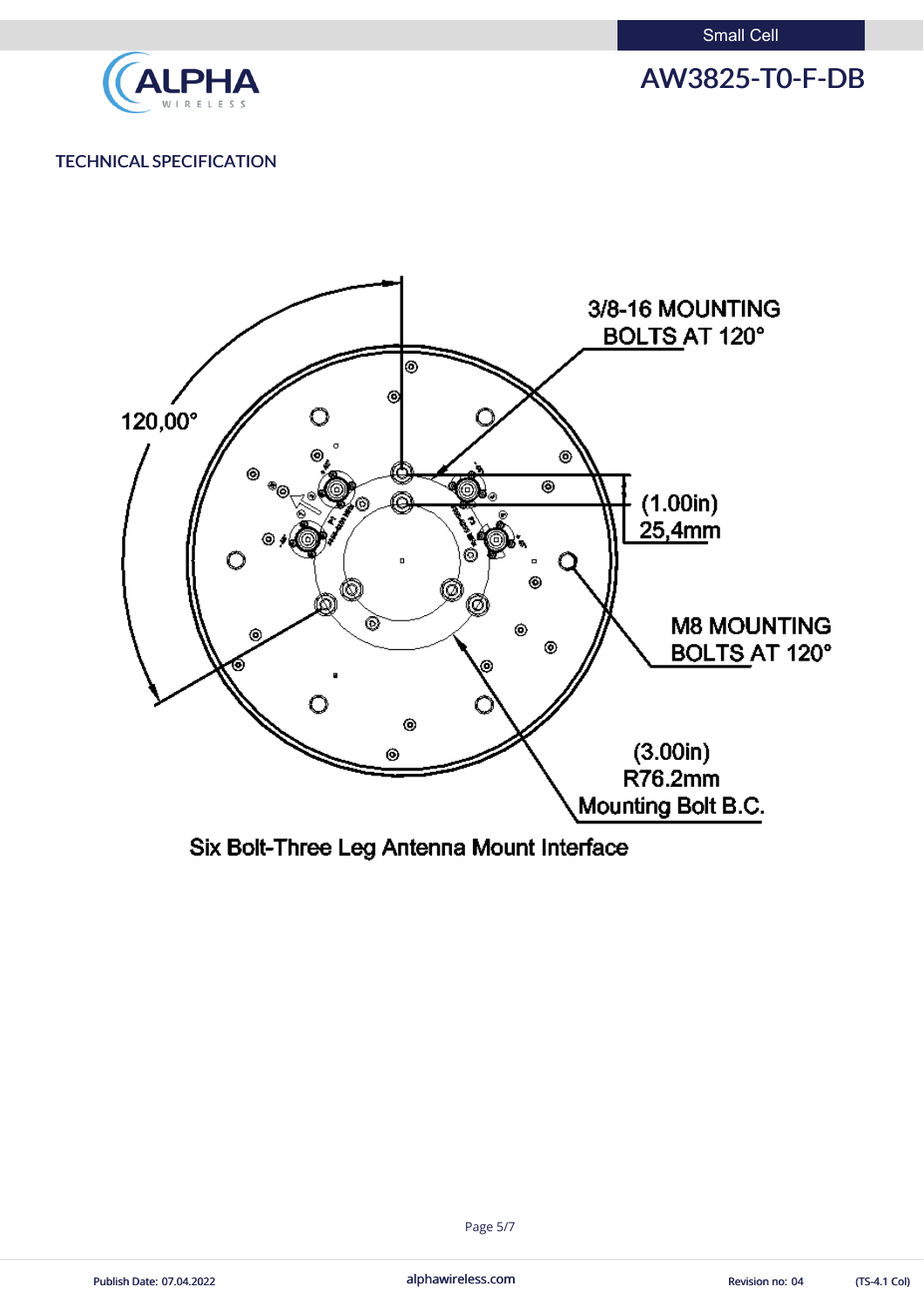TECHNICAL SPECIFICATION

120,00°

3/8-16 MOUNTING BOLTS AT 120°

(1.00in) 25,4mm

M8 MOUNTING BOLTS AT 120°

(3.00in) R76.2mm Mounting Bolt B.C.

Six Bolt-Three Leg Antenna Mount Interface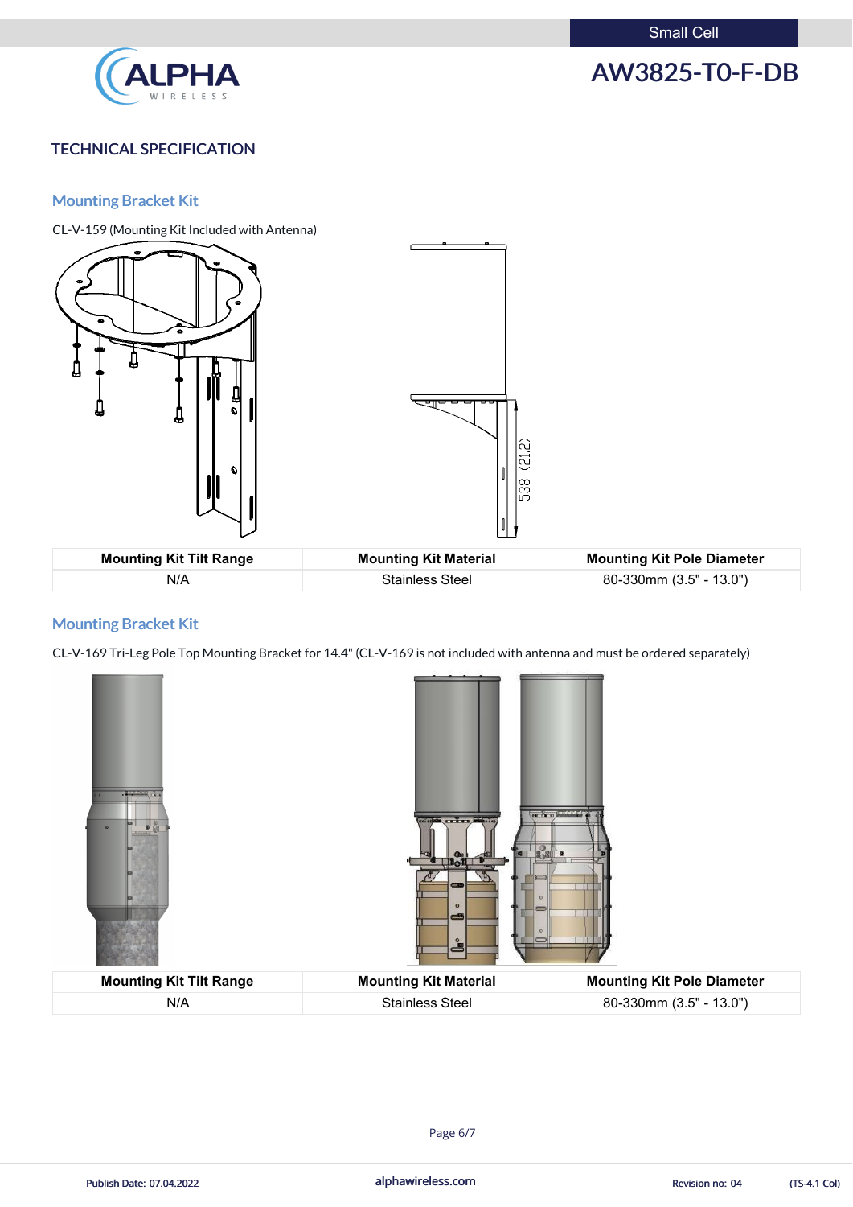## TECHNICAL SPECIFICATION

### Mounting Bracket Kit

CL-V-159 (Mounting Kit Included with Antenna)

538 (21.2)

| Mounting Kit Tilt Range | Mounting Kit Material | Mounting Kit Pole Diameter |
|---|---|---|
| N/A | Stainless Steel | 80-330mm (3.5" - 13.0") |

### Mounting Bracket Kit

CL-V-169 Tri-Leg Pole Top Mounting Bracket for 14.4" (CL-V-169 is not included with antenna and must be ordered separately)

| Mounting Kit Tilt Range | Mounting Kit Material | Mounting Kit Pole Diameter |
|---|---|---|
| N/A | Stainless Steel | 80-330mm (3.5" - 13.0") |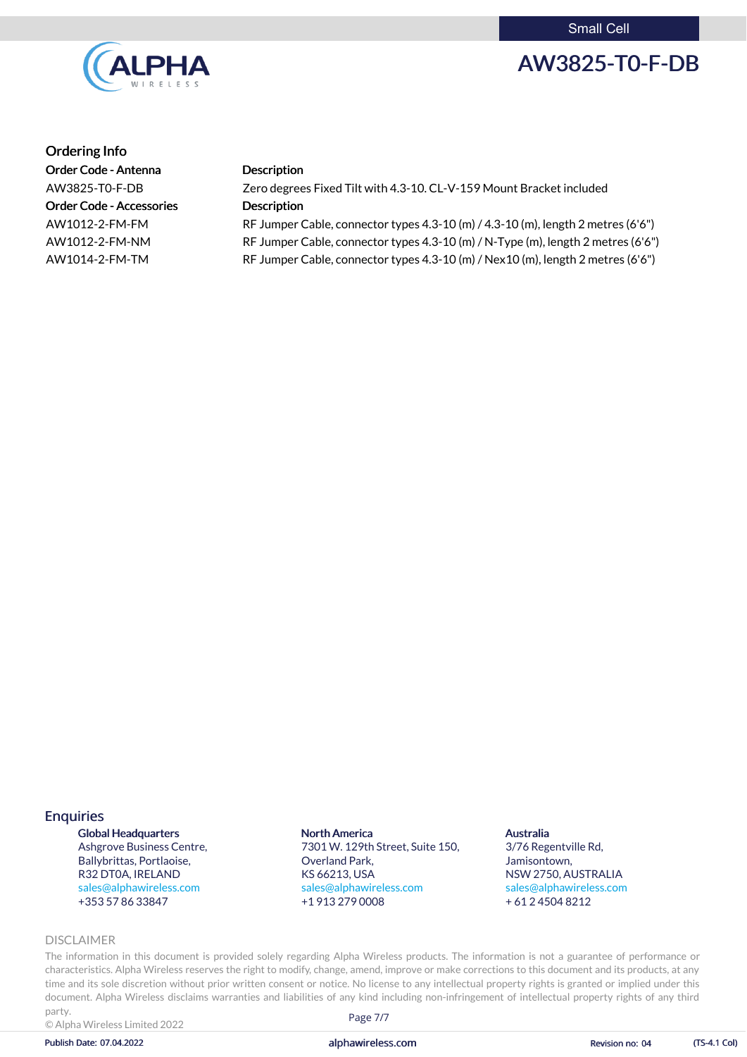## Ordering Info

| Order Code - Antenna | Description |
|---|---|
| AW3825-T0-F-DB | Zero degrees Fixed Tilt with 4.3-10. CL-V-159 Mount Bracket included |
| **Order Code - Accessories** | **Description** |
| AW1012-2-FM-FM | RF Jumper Cable, connector types 4.3-10 (m) / 4.3-10 (m), length 2 metres (6'6") |
| AW1012-2-FM-NM | RF Jumper Cable, connector types 4.3-10 (m) / N-Type (m), length 2 metres (6'6") |
| AW1014-2-FM-TM | RF Jumper Cable, connector types 4.3-10 (m) / Nex10 (m), length 2 metres (6'6") |

## Enquiries

**Global Headquarters**
Ashgrove Business Centre,
Ballybrittas, Portlaoise,
R32 DT0A, IRELAND
sales@alphawireless.com
+353 57 86 33847

**North America**
7301 W. 129th Street, Suite 150,
Overland Park,
KS 66213, USA
sales@alphawireless.com
+1 913 279 0008

**Australia**
3/76 Regentville Rd,
Jamisontown,
NSW 2750, AUSTRALIA
sales@alphawireless.com
+ 61 2 4504 8212

DISCLAIMER

The information in this document is provided solely regarding Alpha Wireless products. The information is not a guarantee of performance or characteristics. Alpha Wireless reserves the right to modify, change, amend, improve or make corrections to this document and its products, at any time and its sole discretion without prior written consent or notice. No license to any intellectual property rights is granted or implied under this document. Alpha Wireless disclaims warranties and liabilities of any kind including non-infringement of intellectual property rights of any third party.

© Alpha Wireless Limited 2022